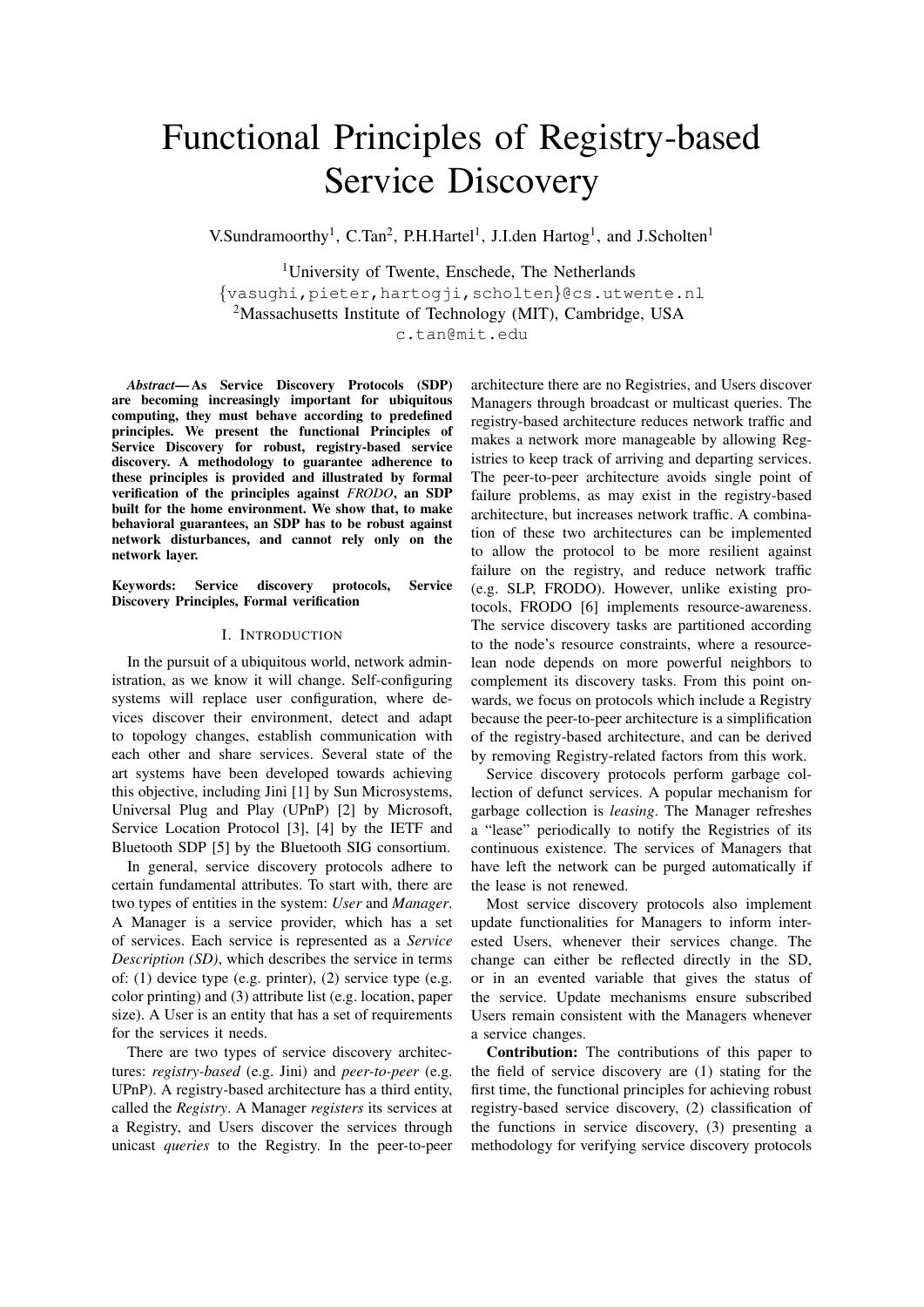# Functional Principles of Registry-based Service Discovery

V.Sundramoorthy[1], C.Tan[2], P.H.Hartel[1], J.I.den Hartog[1], and J.Scholten[1]

[1]University of Twente, Enschede, The Netherlands
{vasughi,pieter,hartogji,scholten}@cs.utwente.nl
[2]Massachusetts Institute of Technology (MIT), Cambridge, USA
c.tan@mit.edu

***Abstract*— As Service Discovery Protocols (SDP) are becoming increasingly important for ubiquitous computing, they must behave according to predefined principles. We present the functional Principles of Service Discovery for robust, registry-based service discovery. A methodology to guarantee adherence to these principles is provided and illustrated by formal verification of the principles against *FRODO*, an SDP built for the home environment. We show that, to make behavioral guarantees, an SDP has to be robust against network disturbances, and cannot rely only on the network layer.**

**Keywords: Service discovery protocols, Service Discovery Principles, Formal verification**

## I. Introduction

In the pursuit of a ubiquitous world, network administration, as we know it will change. Self-configuring systems will replace user configuration, where devices discover their environment, detect and adapt to topology changes, establish communication with each other and share services. Several state of the art systems have been developed towards achieving this objective, including Jini [1] by Sun Microsystems, Universal Plug and Play (UPnP) [2] by Microsoft, Service Location Protocol [3], [4] by the IETF and Bluetooth SDP [5] by the Bluetooth SIG consortium.

In general, service discovery protocols adhere to certain fundamental attributes. To start with, there are two types of entities in the system: *User* and *Manager*. A Manager is a service provider, which has a set of services. Each service is represented as a *Service Description (SD)*, which describes the service in terms of: (1) device type (e.g. printer), (2) service type (e.g. color printing) and (3) attribute list (e.g. location, paper size). A User is an entity that has a set of requirements for the services it needs.

There are two types of service discovery architectures: *registry-based* (e.g. Jini) and *peer-to-peer* (e.g. UPnP). A registry-based architecture has a third entity, called the *Registry*. A Manager *registers* its services at a Registry, and Users discover the services through unicast *queries* to the Registry. In the peer-to-peer architecture there are no Registries, and Users discover Managers through broadcast or multicast queries. The registry-based architecture reduces network traffic and makes a network more manageable by allowing Registries to keep track of arriving and departing services. The peer-to-peer architecture avoids single point of failure problems, as may exist in the registry-based architecture, but increases network traffic. A combination of these two architectures can be implemented to allow the protocol to be more resilient against failure on the registry, and reduce network traffic (e.g. SLP, FRODO). However, unlike existing protocols, FRODO [6] implements resource-awareness. The service discovery tasks are partitioned according to the node's resource constraints, where a resource-lean node depends on more powerful neighbors to complement its discovery tasks. From this point onwards, we focus on protocols which include a Registry because the peer-to-peer architecture is a simplification of the registry-based architecture, and can be derived by removing Registry-related factors from this work.

Service discovery protocols perform garbage collection of defunct services. A popular mechanism for garbage collection is *leasing*. The Manager refreshes a "lease" periodically to notify the Registries of its continuous existence. The services of Managers that have left the network can be purged automatically if the lease is not renewed.

Most service discovery protocols also implement update functionalities for Managers to inform interested Users, whenever their services change. The change can either be reflected directly in the SD, or in an evented variable that gives the status of the service. Update mechanisms ensure subscribed Users remain consistent with the Managers whenever a service changes.

**Contribution:** The contributions of this paper to the field of service discovery are (1) stating for the first time, the functional principles for achieving robust registry-based service discovery, (2) classification of the functions in service discovery, (3) presenting a methodology for verifying service discovery protocols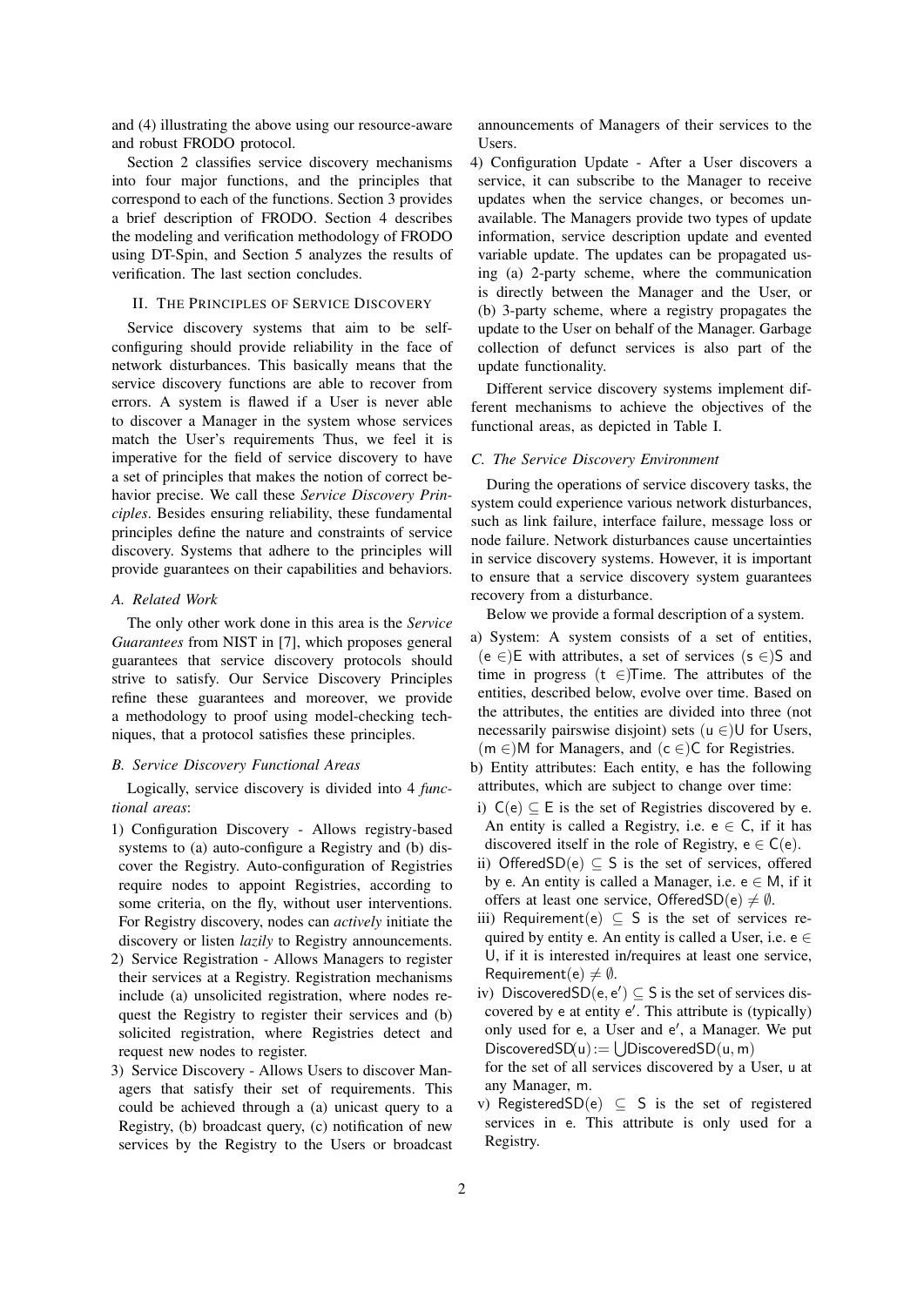and (4) illustrating the above using our resource-aware and robust FRODO protocol.

Section 2 classifies service discovery mechanisms into four major functions, and the principles that correspond to each of the functions. Section 3 provides a brief description of FRODO. Section 4 describes the modeling and verification methodology of FRODO using DT-Spin, and Section 5 analyzes the results of verification. The last section concludes.

## II. The Principles of Service Discovery

Service discovery systems that aim to be self-configuring should provide reliability in the face of network disturbances. This basically means that the service discovery functions are able to recover from errors. A system is flawed if a User is never able to discover a Manager in the system whose services match the User's requirements Thus, we feel it is imperative for the field of service discovery to have a set of principles that makes the notion of correct behavior precise. We call these *Service Discovery Principles*. Besides ensuring reliability, these fundamental principles define the nature and constraints of service discovery. Systems that adhere to the principles will provide guarantees on their capabilities and behaviors.

### A. Related Work

The only other work done in this area is the *Service Guarantees* from NIST in [7], which proposes general guarantees that service discovery protocols should strive to satisfy. Our Service Discovery Principles refine these guarantees and moreover, we provide a methodology to proof using model-checking techniques, that a protocol satisfies these principles.

### B. Service Discovery Functional Areas

Logically, service discovery is divided into 4 *functional areas*:

1) Configuration Discovery - Allows registry-based systems to (a) auto-configure a Registry and (b) discover the Registry. Auto-configuration of Registries require nodes to appoint Registries, according to some criteria, on the fly, without user interventions. For Registry discovery, nodes can *actively* initiate the discovery or listen *lazily* to Registry announcements.
2) Service Registration - Allows Managers to register their services at a Registry. Registration mechanisms include (a) unsolicited registration, where nodes request the Registry to register their services and (b) solicited registration, where Registries detect and request new nodes to register.
3) Service Discovery - Allows Users to discover Managers that satisfy their set of requirements. This could be achieved through a (a) unicast query to a Registry, (b) broadcast query, (c) notification of new services by the Registry to the Users or broadcast announcements of Managers of their services to the Users.
4) Configuration Update - After a User discovers a service, it can subscribe to the Manager to receive updates when the service changes, or becomes unavailable. The Managers provide two types of update information, service description update and evented variable update. The updates can be propagated using (a) 2-party scheme, where the communication is directly between the Manager and the User, or (b) 3-party scheme, where a registry propagates the update to the User on behalf of the Manager. Garbage collection of defunct services is also part of the update functionality.

Different service discovery systems implement different mechanisms to achieve the objectives of the functional areas, as depicted in Table I.

### C. The Service Discovery Environment

During the operations of service discovery tasks, the system could experience various network disturbances, such as link failure, interface failure, message loss or node failure. Network disturbances cause uncertainties in service discovery systems. However, it is important to ensure that a service discovery system guarantees recovery from a disturbance.

Below we provide a formal description of a system.

a) System: A system consists of a set of entities, $(\mathsf{e} \in)\mathsf{E}$ with attributes, a set of services $(\mathsf{s} \in)\mathsf{S}$ and time in progress $(\mathsf{t} \in)\mathsf{Time}$. The attributes of the entities, described below, evolve over time. Based on the attributes, the entities are divided into three (not necessarily pairswise disjoint) sets $(\mathsf{u} \in)\mathsf{U}$ for Users, $(\mathsf{m} \in)\mathsf{M}$ for Managers, and $(\mathsf{c} \in)\mathsf{C}$ for Registries.

b) Entity attributes: Each entity, e has the following attributes, which are subject to change over time:

i) $\mathsf{C}(\mathsf{e}) \subseteq \mathsf{E}$ is the set of Registries discovered by e. An entity is called a Registry, i.e. $\mathsf{e} \in \mathsf{C}$, if it has discovered itself in the role of Registry, $\mathsf{e} \in \mathsf{C}(\mathsf{e})$.

ii) $\mathsf{OfferedSD}(\mathsf{e}) \subseteq \mathsf{S}$ is the set of services, offered by e. An entity is called a Manager, i.e. $\mathsf{e} \in \mathsf{M}$, if it offers at least one service, $\mathsf{OfferedSD}(\mathsf{e}) \neq \emptyset$.

iii) $\mathsf{Requirement}(\mathsf{e}) \subseteq \mathsf{S}$ is the set of services required by entity e. An entity is called a User, i.e. $\mathsf{e} \in \mathsf{U}$, if it is interested in/requires at least one service, $\mathsf{Requirement}(\mathsf{e}) \neq \emptyset$.

iv) $\mathsf{DiscoveredSD}(\mathsf{e}, \mathsf{e}') \subseteq \mathsf{S}$ is the set of services discovered by e at entity e′. This attribute is (typically) only used for e, a User and e′, a Manager. We put $\mathsf{DiscoveredSD}(\mathsf{u}) := \bigcup \mathsf{DiscoveredSD}(\mathsf{u}, \mathsf{m})$ for the set of all services discovered by a User, u at any Manager, m.

v) $\mathsf{RegisteredSD}(\mathsf{e}) \subseteq \mathsf{S}$ is the set of registered services in e. This attribute is only used for a Registry.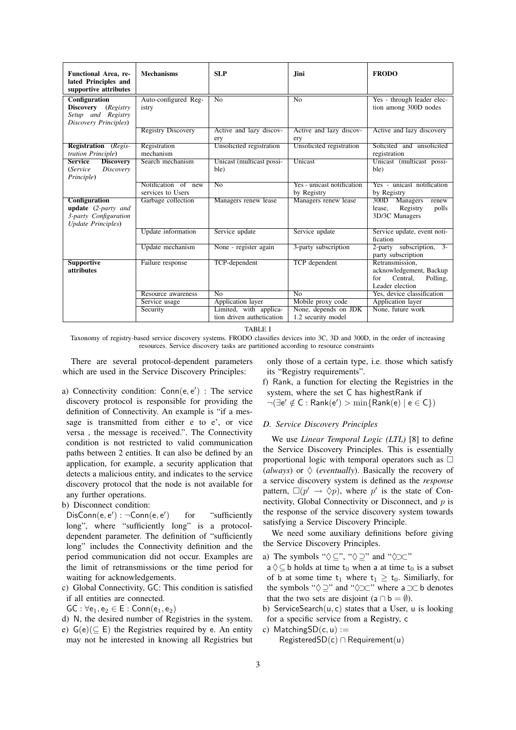| Functional Area, related Principles and supportive attributes | Mechanisms | SLP | Jini | FRODO |
|---|---|---|---|---|
| **Configuration Discovery** (*Registry Setup and Registry Discovery Principles*) | Auto-configured Registry | No | No | Yes - through leader election among 300D nodes |
| | Registry Discovery | Active and lazy discovery | Active and lazy discovery | Active and lazy discovery |
| **Registration** (*Registration Principle*) | Registration mechanism | Unsolicited registration | Unsolicited registration | Solicited and unsolicited registration |
| **Service Discovery** (*Service Discovery Principle*) | Search mechanism | Unicast (multicast possible) | Unicast | Unicast (multicast possible) |
| | Notification of new services to Users | No | Yes - unicast notification by Registry | Yes - unicast notification by Registry |
| **Configuration update** (*2-party and 3-party Configuration Update Principles*) | Garbage collection | Managers renew lease | Managers renew lease | 300D Managers renew lease, Registry polls 3D/3C Managers |
| | Update information | Service update | Service update | Service update, event notification |
| | Update mechanism | None - register again | 3-party subscription | 2-party subscription, 3-party subscription |
| **Supportive attributes** | Failure response | TCP-dependent | TCP dependent | Retransmission, acknowledgement, Backup for Central, Polling, Leader election |
| | Resource awareness | No | No | Yes, device classification |
| | Service usage | Application layer | Mobile proxy code | Application layer |
| | Security | Limited, with application driven authetication | None, depends on JDK 1.2 security model | None, future work |

TABLE I

Taxonomy of registry-based service discovery systems. FRODO classifies devices into 3C, 3D and 300D, in the order of increasing resources. Service discovery tasks are partitioned according to resource constraints

There are several protocol-dependent parameters which are used in the Service Discovery Principles:

a) Connectivity condition: $\mathsf{Conn}(\mathsf{e},\mathsf{e}')$ : The service discovery protocol is responsible for providing the definition of Connectivity. An example is "if a message is transmitted from either e to e', or vice versa , the message is received.". The Connectivity condition is not restricted to valid communication paths between 2 entities. It can also be defined by an application, for example, a security application that detects a malicious entity, and indicates to the service discovery protocol that the node is not available for any further operations.

b) Disconnect condition: $\mathsf{DisConn}(\mathsf{e},\mathsf{e}') : \neg\mathsf{Conn}(\mathsf{e},\mathsf{e}')$ for "sufficiently long", where "sufficiently long" is a protocol-dependent parameter. The definition of "sufficiently long" includes the Connectivity definition and the period communication did not occur. Examples are the limit of retransmissions or the time period for waiting for acknowledgements.

c) Global Connectivity, GC: This condition is satisfied if all entities are connected.
$\mathsf{GC} : \forall \mathsf{e}_1, \mathsf{e}_2 \in \mathsf{E} : \mathsf{Conn}(\mathsf{e}_1, \mathsf{e}_2)$

d) N, the desired number of Registries in the system.

e) $\mathsf{G}(\mathsf{e})(\subseteq \mathsf{E})$ the Registries required by e. An entity may not be interested in knowing all Registries but only those of a certain type, i.e. those which satisfy its "Registry requirements".

f) Rank, a function for electing the Registries in the system, where the set C has highestRank if
$\neg(\exists \mathsf{e}' \notin \mathsf{C} : \mathsf{Rank}(\mathsf{e}') > \min\{\mathsf{Rank}(\mathsf{e}) \mid \mathsf{e} \in \mathsf{C}\})$

### *D. Service Discovery Principles*

We use *Linear Temporal Logic (LTL)* [8] to define the Service Discovery Principles. This is essentially proportional logic with temporal operators such as $\Box$ (*always*) or $\Diamond$ (*eventually*). Basically the recovery of a service discovery system is defined as the *response* pattern, $\Box(p' \rightarrow \Diamond p)$, where $p'$ is the state of Connectivity, Global Connectivity or Disconnect, and $p$ is the response of the service discovery system towards satisfying a Service Discovery Principle.

We need some auxiliary definitions before giving the Service Discovery Principles.

a) The symbols "$\Diamond\subseteq$", "$\Diamond\supseteq$" and "$\Diamond\supset\!\subset$"
$\mathsf{a} \Diamond\!\subseteq \mathsf{b}$ holds at time $\mathsf{t}_0$ when a at time $\mathsf{t}_0$ is a subset of b at some time $\mathsf{t}_1$ where $\mathsf{t}_1 \geq \mathsf{t}_0$. Similiarly, for the symbols "$\Diamond\supseteq$" and "$\Diamond\supset\!\subset$" where $\mathsf{a} \supset\!\subset \mathsf{b}$ denotes that the two sets are disjoint ($\mathsf{a} \cap \mathsf{b} = \emptyset$).

b) $\mathsf{ServiceSearch}(\mathsf{u},\mathsf{c})$ states that a User, u is looking for a specific service from a Registry, c

c) $\mathsf{MatchingSD}(\mathsf{c},\mathsf{u}) :=$
$\mathsf{RegisteredSD}(\mathsf{c}) \cap \mathsf{Requirement}(\mathsf{u})$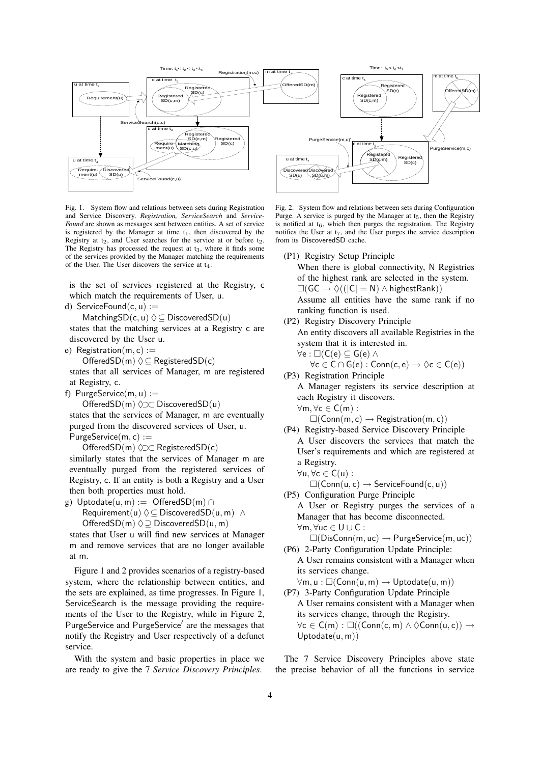Fig. 1. System flow and relations between sets during Registration and Service Discovery. *Registration, ServiceSearch* and *Service-Found* are shown as messages sent between entities. A set of service is registered by the Manager at time $t_1$, then discovered by the Registry at $t_2$, and User searches for the service at or before $t_2$. The Registry has processed the request at $t_3$, where it finds some of the services provided by the Manager matching the requirements of the User. The User discovers the service at $t_4$.

Fig. 2. System flow and relations between sets during Configuration Purge. A service is purged by the Manager at $t_5$, then the Registry is notified at $t_6$, which then purges the registration. The Registry notifies the User at $t_7$, and the User purges the service description from its DiscoveredSD cache.

is the set of services registered at the Registry, c which match the requirements of User, u.

d) $\mathsf{ServiceFound}(c, u) :=$
$\mathsf{MatchingSD}(c, u) \Diamond\subseteq \mathsf{DiscoveredSD}(u)$
states that the matching services at a Registry c are discovered by the User u.

e) $\mathsf{Registration}(m, c) :=$
$\mathsf{OfferedSD}(m) \Diamond\subseteq \mathsf{RegisteredSD}(c)$
states that all services of Manager, m are registered at Registry, c.

f) $\mathsf{PurgeService}(m, u) :=$
$\mathsf{OfferedSD}(m) \Diamond\supset\subset \mathsf{DiscoveredSD}(u)$
states that the services of Manager, m are eventually purged from the discovered services of User, u.
$\mathsf{PurgeService}(m, c) :=$
$\mathsf{OfferedSD}(m) \Diamond\supset\subset \mathsf{RegisteredSD}(c)$
similarly states that the services of Manager m are eventually purged from the registered services of Registry, c. If an entity is both a Registry and a User then both properties must hold.

g) $\mathsf{Uptodate}(u, m) := \mathsf{OfferedSD}(m) \cap \mathsf{Requirement}(u) \Diamond\subseteq \mathsf{DiscoveredSD}(u, m) \;\wedge\; \mathsf{OfferedSD}(m) \Diamond\supseteq \mathsf{DiscoveredSD}(u, m)$
states that User u will find new services at Manager m and remove services that are no longer available at m.

Figure 1 and 2 provides scenarios of a registry-based system, where the relationship between entities, and the sets are explained, as time progresses. In Figure 1, ServiceSearch is the message providing the requirements of the User to the Registry, while in Figure 2, PurgeService and PurgeService′ are the messages that notify the Registry and User respectively of a defunct service.

With the system and basic properties in place we are ready to give the 7 *Service Discovery Principles*.

(P1) Registry Setup Principle
When there is global connectivity, N Registries of the highest rank are selected in the system.
$\Box(\mathsf{GC} \rightarrow \Diamond((|\mathsf{C}| = \mathsf{N}) \wedge \mathsf{highestRank}))$
Assume all entities have the same rank if no ranking function is used.

(P2) Registry Discovery Principle
An entity discovers all available Registries in the system that it is interested in.
$\forall e : \Box(\mathsf{C}(e) \subseteq \mathsf{G}(e) \wedge$
$\forall c \in \mathsf{C} \cap \mathsf{G}(e) : \mathsf{Conn}(c, e) \rightarrow \Diamond c \in \mathsf{C}(e))$

(P3) Registration Principle
A Manager registers its service description at each Registry it discovers.
$\forall m, \forall c \in \mathsf{C}(m) :$
$\Box(\mathsf{Conn}(m, c) \rightarrow \mathsf{Registration}(m, c))$

(P4) Registry-based Service Discovery Principle
A User discovers the services that match the User's requirements and which are registered at a Registry.
$\forall u, \forall c \in \mathsf{C}(u) :$
$\Box(\mathsf{Conn}(u, c) \rightarrow \mathsf{ServiceFound}(c, u))$

(P5) Configuration Purge Principle
A User or Registry purges the services of a Manager that has become disconnected.
$\forall m, \forall uc \in \mathsf{U} \cup \mathsf{C} :$
$\Box(\mathsf{DisConn}(m, uc) \rightarrow \mathsf{PurgeService}(m, uc))$

(P6) 2-Party Configuration Update Principle:
A User remains consistent with a Manager when its services change.
$\forall m, u : \Box(\mathsf{Conn}(u, m) \rightarrow \mathsf{Uptodate}(u, m))$

(P7) 3-Party Configuration Update Principle
A User remains consistent with a Manager when its services change, through the Registry.
$\forall c \in \mathsf{C}(m) : \Box((\mathsf{Conn}(c, m) \wedge \Diamond\mathsf{Conn}(u, c)) \rightarrow \mathsf{Uptodate}(u, m))$

The 7 Service Discovery Principles above state the precise behavior of all the functions in service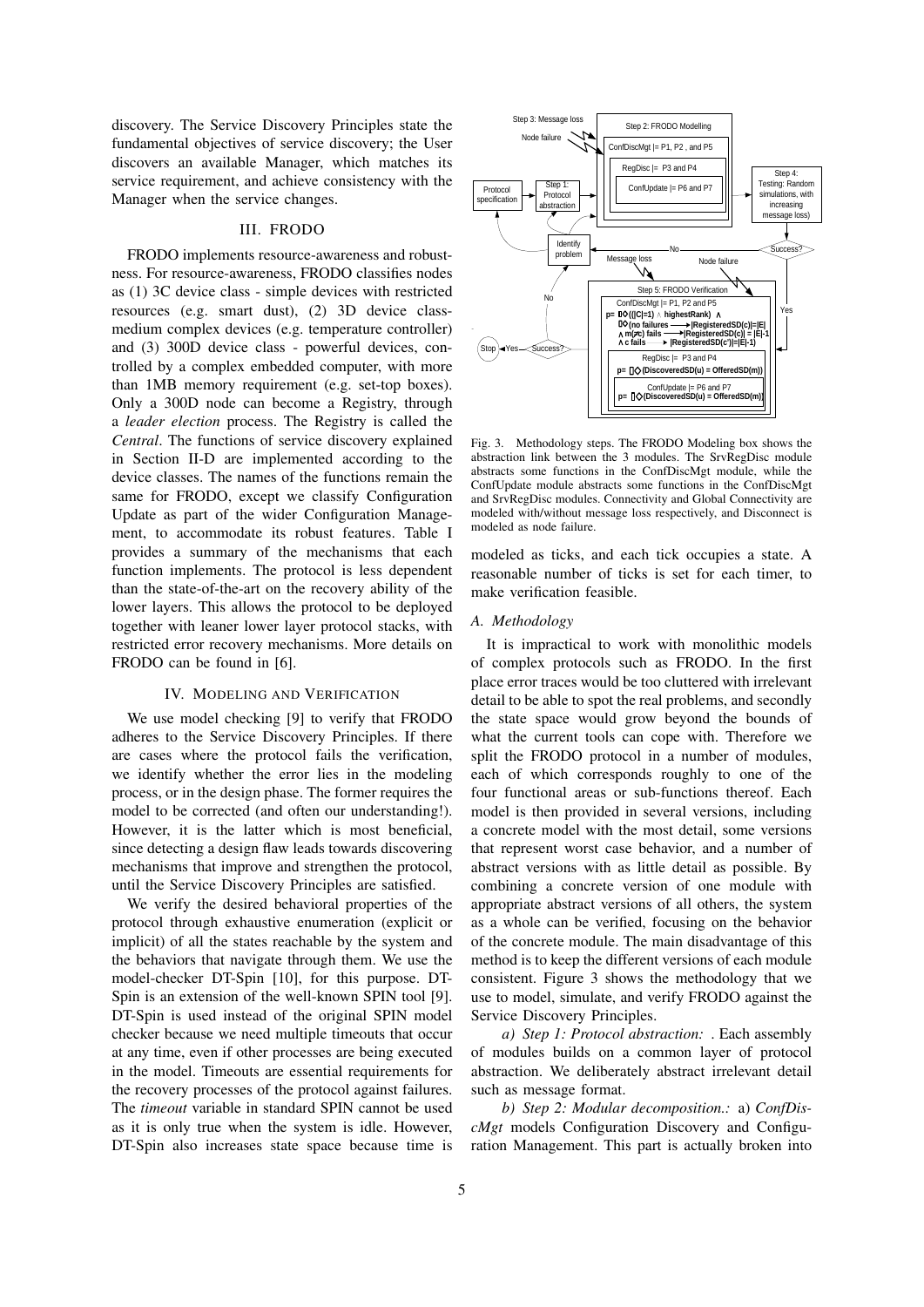discovery. The Service Discovery Principles state the fundamental objectives of service discovery; the User discovers an available Manager, which matches its service requirement, and achieve consistency with the Manager when the service changes.

## III. FRODO

FRODO implements resource-awareness and robustness. For resource-awareness, FRODO classifies nodes as (1) 3C device class - simple devices with restricted resources (e.g. smart dust), (2) 3D device class-medium complex devices (e.g. temperature controller) and (3) 300D device class - powerful devices, controlled by a complex embedded computer, with more than 1MB memory requirement (e.g. set-top boxes). Only a 300D node can become a Registry, through a *leader election* process. The Registry is called the *Central*. The functions of service discovery explained in Section II-D are implemented according to the device classes. The names of the functions remain the same for FRODO, except we classify Configuration Update as part of the wider Configuration Management, to accommodate its robust features. Table I provides a summary of the mechanisms that each function implements. The protocol is less dependent than the state-of-the-art on the recovery ability of the lower layers. This allows the protocol to be deployed together with leaner lower layer protocol stacks, with restricted error recovery mechanisms. More details on FRODO can be found in [6].

## IV. Modeling and Verification

We use model checking [9] to verify that FRODO adheres to the Service Discovery Principles. If there are cases where the protocol fails the verification, we identify whether the error lies in the modeling process, or in the design phase. The former requires the model to be corrected (and often our understanding!). However, it is the latter which is most beneficial, since detecting a design flaw leads towards discovering mechanisms that improve and strengthen the protocol, until the Service Discovery Principles are satisfied.

We verify the desired behavioral properties of the protocol through exhaustive enumeration (explicit or implicit) of all the states reachable by the system and the behaviors that navigate through them. We use the model-checker DT-Spin [10], for this purpose. DT-Spin is an extension of the well-known SPIN tool [9]. DT-Spin is used instead of the original SPIN model checker because we need multiple timeouts that occur at any time, even if other processes are being executed in the model. Timeouts are essential requirements for the recovery processes of the protocol against failures. The *timeout* variable in standard SPIN cannot be used as it is only true when the system is idle. However, DT-Spin also increases state space because time is modeled as ticks, and each tick occupies a state. A reasonable number of ticks is set for each timer, to make verification feasible.

Fig. 3. Methodology steps. The FRODO Modeling box shows the abstraction link between the 3 modules. The SrvRegDisc module abstracts some functions in the ConfDiscMgt module, while the ConfUpdate module abstracts some functions in the ConfDiscMgt and SrvRegDisc modules. Connectivity and Global Connectivity are modeled with/without message loss respectively, and Disconnect is modeled as node failure.

### A. Methodology

It is impractical to work with monolithic models of complex protocols such as FRODO. In the first place error traces would be too cluttered with irrelevant detail to be able to spot the real problems, and secondly the state space would grow beyond the bounds of what the current tools can cope with. Therefore we split the FRODO protocol in a number of modules, each of which corresponds roughly to one of the four functional areas or sub-functions thereof. Each model is then provided in several versions, including a concrete model with the most detail, some versions that represent worst case behavior, and a number of abstract versions with as little detail as possible. By combining a concrete version of one module with appropriate abstract versions of all others, the system as a whole can be verified, focusing on the behavior of the concrete module. The main disadvantage of this method is to keep the different versions of each module consistent. Figure 3 shows the methodology that we use to model, simulate, and verify FRODO against the Service Discovery Principles.

*a) Step 1: Protocol abstraction:* . Each assembly of modules builds on a common layer of protocol abstraction. We deliberately abstract irrelevant detail such as message format.

*b) Step 2: Modular decomposition.:* a) *ConfDiscMgt* models Configuration Discovery and Configuration Management. This part is actually broken into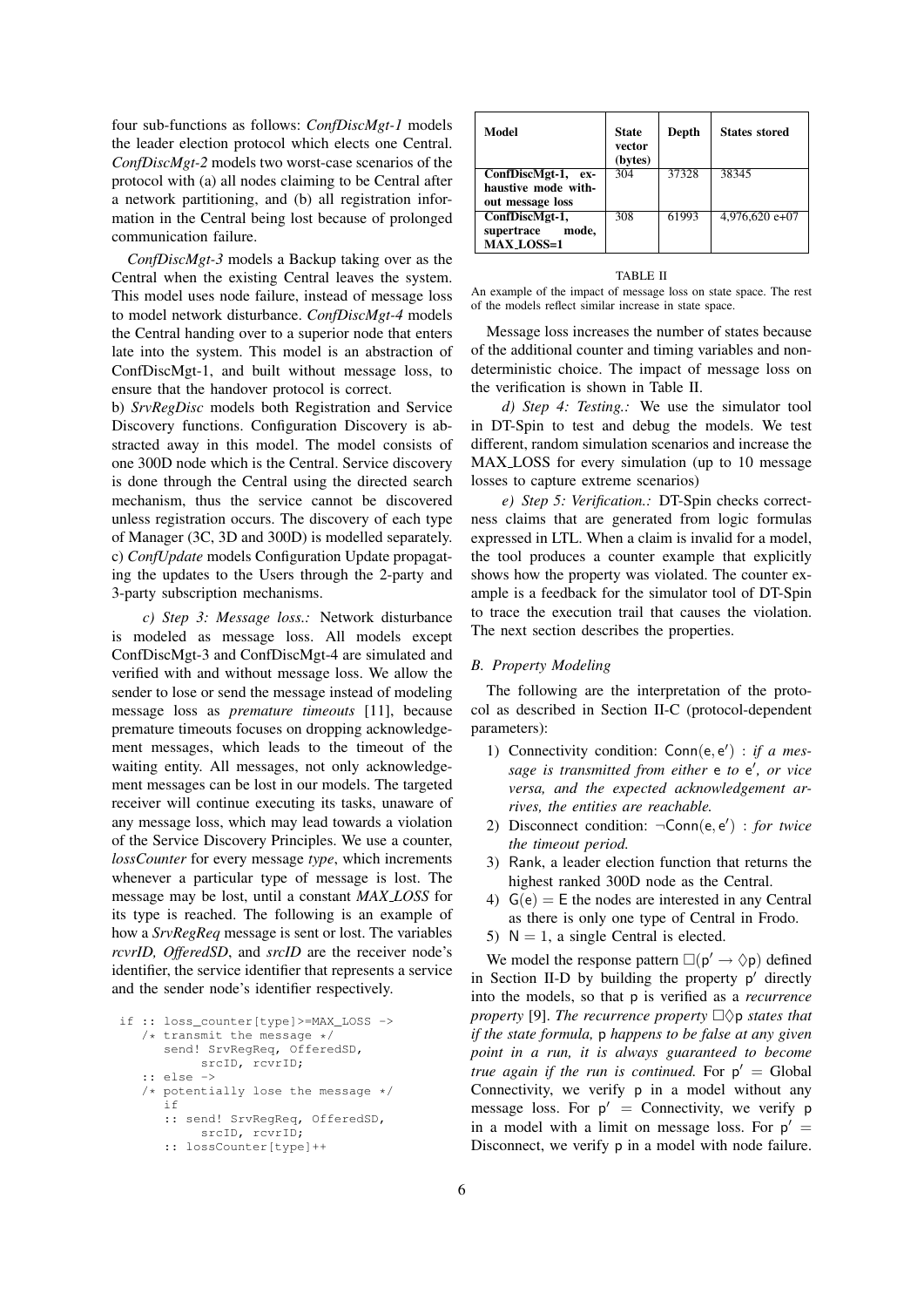four sub-functions as follows: *ConfDiscMgt-1* models the leader election protocol which elects one Central. *ConfDiscMgt-2* models two worst-case scenarios of the protocol with (a) all nodes claiming to be Central after a network partitioning, and (b) all registration information in the Central being lost because of prolonged communication failure.

*ConfDiscMgt-3* models a Backup taking over as the Central when the existing Central leaves the system. This model uses node failure, instead of message loss to model network disturbance. *ConfDiscMgt-4* models the Central handing over to a superior node that enters late into the system. This model is an abstraction of ConfDiscMgt-1, and built without message loss, to ensure that the handover protocol is correct.

b) *SrvRegDisc* models both Registration and Service Discovery functions. Configuration Discovery is abstracted away in this model. The model consists of one 300D node which is the Central. Service discovery is done through the Central using the directed search mechanism, thus the service cannot be discovered unless registration occurs. The discovery of each type of Manager (3C, 3D and 300D) is modelled separately.

c) *ConfUpdate* models Configuration Update propagating the updates to the Users through the 2-party and 3-party subscription mechanisms.

*c) Step 3: Message loss.:* Network disturbance is modeled as message loss. All models except ConfDiscMgt-3 and ConfDiscMgt-4 are simulated and verified with and without message loss. We allow the sender to lose or send the message instead of modeling message loss as *premature timeouts* [11], because premature timeouts focuses on dropping acknowledgement messages, which leads to the timeout of the waiting entity. All messages, not only acknowledgement messages can be lost in our models. The targeted receiver will continue executing its tasks, unaware of any message loss, which may lead towards a violation of the Service Discovery Principles. We use a counter, *lossCounter* for every message *type*, which increments whenever a particular type of message is lost. The message may be lost, until a constant *MAX_LOSS* for its type is reached. The following is an example of how a *SrvRegReq* message is sent or lost. The variables *rcvrID, OfferedSD*, and *srcID* are the receiver node's identifier, the service identifier that represents a service and the sender node's identifier respectively.

```
if :: loss_counter[type]>=MAX_LOSS ->
   /* transmit the message */
      send! SrvRegReq, OfferedSD,
          srcID, rcvrID;
   :: else ->
   /* potentially lose the message */
      if
      :: send! SrvRegReq, OfferedSD,
          srcID, rcvrID;
      :: lossCounter[type]++
```

| Model | State vector (bytes) | Depth | States stored |
|---|---|---|---|
| ConfDiscMgt-1, exhaustive mode without message loss | 304 | 37328 | 38345 |
| ConfDiscMgt-1, supertrace mode, MAX_LOSS=1 | 308 | 61993 | 4,976,620 e+07 |

TABLE II

An example of the impact of message loss on state space. The rest of the models reflect similar increase in state space.

Message loss increases the number of states because of the additional counter and timing variables and nondeterministic choice. The impact of message loss on the verification is shown in Table II.

*d) Step 4: Testing.:* We use the simulator tool in DT-Spin to test and debug the models. We test different, random simulation scenarios and increase the MAX_LOSS for every simulation (up to 10 message losses to capture extreme scenarios)

*e) Step 5: Verification.:* DT-Spin checks correctness claims that are generated from logic formulas expressed in LTL. When a claim is invalid for a model, the tool produces a counter example that explicitly shows how the property was violated. The counter example is a feedback for the simulator tool of DT-Spin to trace the execution trail that causes the violation. The next section describes the properties.

### B. Property Modeling

The following are the interpretation of the protocol as described in Section II-C (protocol-dependent parameters):

1) Connectivity condition: $\mathsf{Conn}(\mathsf{e}, \mathsf{e}')$ : *if a message is transmitted from either* $\mathsf{e}$ *to* $\mathsf{e}'$*, or vice versa, and the expected acknowledgement arrives, the entities are reachable.*
2) Disconnect condition: $\neg\mathsf{Conn}(\mathsf{e}, \mathsf{e}')$ : *for twice the timeout period.*
3) Rank, a leader election function that returns the highest ranked 300D node as the Central.
4) $\mathsf{G}(\mathsf{e}) = \mathsf{E}$ the nodes are interested in any Central as there is only one type of Central in Frodo.
5) $\mathsf{N} = 1$, a single Central is elected.

We model the response pattern $\Box(\mathsf{p}' \rightarrow \Diamond\mathsf{p})$ defined in Section II-D by building the property $\mathsf{p}'$ directly into the models, so that $\mathsf{p}$ is verified as a *recurrence property* [9]. *The recurrence property* $\Box\Diamond\mathsf{p}$ *states that if the state formula,* $\mathsf{p}$ *happens to be false at any given point in a run, it is always guaranteed to become true again if the run is continued.* For $\mathsf{p}'$ = Global Connectivity, we verify $\mathsf{p}$ in a model without any message loss. For $\mathsf{p}'$ = Connectivity, we verify $\mathsf{p}$ in a model with a limit on message loss. For $\mathsf{p}'$ = Disconnect, we verify $\mathsf{p}$ in a model with node failure.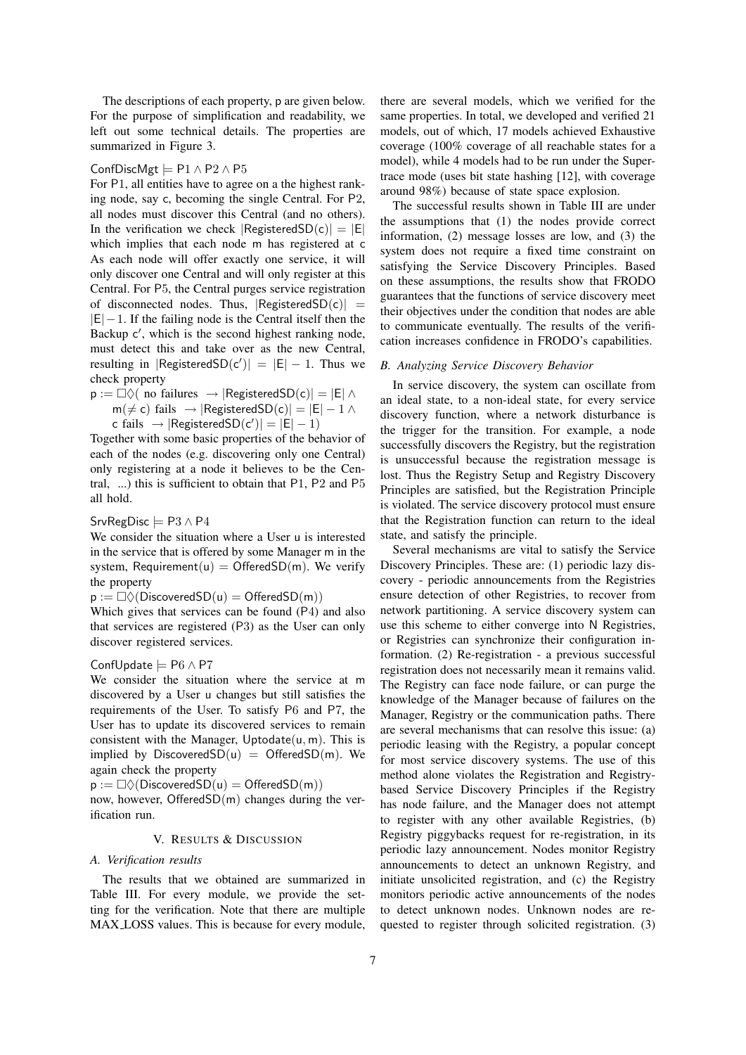The descriptions of each property, p are given below. For the purpose of simplification and readability, we left out some technical details. The properties are summarized in Figure 3.

$\mathsf{ConfDiscMgt} \models \mathsf{P1} \wedge \mathsf{P2} \wedge \mathsf{P5}$

For P1, all entities have to agree on a the highest ranking node, say c, becoming the single Central. For P2, all nodes must discover this Central (and no others). In the verification we check $|\mathsf{RegisteredSD}(c)| = |E|$ which implies that each node m has registered at c As each node will offer exactly one service, it will only discover one Central and will only register at this Central. For P5, the Central purges service registration of disconnected nodes. Thus, $|\mathsf{RegisteredSD}(c)| = |E| - 1$. If the failing node is the Central itself then the Backup $c'$, which is the second highest ranking node, must detect this and take over as the new Central, resulting in $|\mathsf{RegisteredSD}(c')| = |E| - 1$. Thus we check property

$$
\begin{aligned}
p := \Box\Diamond(\ & \text{no failures } \rightarrow |\mathsf{RegisteredSD}(c)| = |E| \wedge \\
& m (\neq c) \text{ fails } \rightarrow |\mathsf{RegisteredSD}(c)| = |E| - 1 \wedge \\
& c \text{ fails } \rightarrow |\mathsf{RegisteredSD}(c')| = |E| - 1)
\end{aligned}
$$

Together with some basic properties of the behavior of each of the nodes (e.g. discovering only one Central) only registering at a node it believes to be the Central, ...) this is sufficient to obtain that P1, P2 and P5 all hold.

$\mathsf{SrvRegDisc} \models \mathsf{P3} \wedge \mathsf{P4}$

We consider the situation where a User u is interested in the service that is offered by some Manager m in the system, $\mathsf{Requirement}(u) = \mathsf{OfferedSD}(m)$. We verify the property

$$p := \Box\Diamond(\mathsf{DiscoveredSD}(u) = \mathsf{OfferedSD}(m))$$

Which gives that services can be found (P4) and also that services are registered (P3) as the User can only discover registered services.

$\mathsf{ConfUpdate} \models \mathsf{P6} \wedge \mathsf{P7}$

We consider the situation where the service at m discovered by a User u changes but still satisfies the requirements of the User. To satisfy P6 and P7, the User has to update its discovered services to remain consistent with the Manager, $\mathsf{Uptodate}(u, m)$. This is implied by $\mathsf{DiscoveredSD}(u) = \mathsf{OfferedSD}(m)$. We again check the property

$$p := \Box\Diamond(\mathsf{DiscoveredSD}(u) = \mathsf{OfferedSD}(m))$$

now, however, $\mathsf{OfferedSD}(m)$ changes during the verification run.

## V. Results & Discussion

### A. Verification results

The results that we obtained are summarized in Table III. For every module, we provide the setting for the verification. Note that there are multiple MAX_LOSS values. This is because for every module, there are several models, which we verified for the same properties. In total, we developed and verified 21 models, out of which, 17 models achieved Exhaustive coverage (100% coverage of all reachable states for a model), while 4 models had to be run under the Supertrace mode (uses bit state hashing [12], with coverage around 98%) because of state space explosion.

The successful results shown in Table III are under the assumptions that (1) the nodes provide correct information, (2) message losses are low, and (3) the system does not require a fixed time constraint on satisfying the Service Discovery Principles. Based on these assumptions, the results show that FRODO guarantees that the functions of service discovery meet their objectives under the condition that nodes are able to communicate eventually. The results of the verification increases confidence in FRODO's capabilities.

### B. Analyzing Service Discovery Behavior

In service discovery, the system can oscillate from an ideal state, to a non-ideal state, for every service discovery function, where a network disturbance is the trigger for the transition. For example, a node successfully discovers the Registry, but the registration is unsuccessful because the registration message is lost. Thus the Registry Setup and Registry Discovery Principles are satisfied, but the Registration Principle is violated. The service discovery protocol must ensure that the Registration function can return to the ideal state, and satisfy the principle.

Several mechanisms are vital to satisfy the Service Discovery Principles. These are: (1) periodic lazy discovery - periodic announcements from the Registries ensure detection of other Registries, to recover from network partitioning. A service discovery system can use this scheme to either converge into N Registries, or Registries can synchronize their configuration information. (2) Re-registration - a previous successful registration does not necessarily mean it remains valid. The Registry can face node failure, or can purge the knowledge of the Manager because of failures on the Manager, Registry or the communication paths. There are several mechanisms that can resolve this issue: (a) periodic leasing with the Registry, a popular concept for most service discovery systems. The use of this method alone violates the Registration and Registry-based Service Discovery Principles if the Registry has node failure, and the Manager does not attempt to register with any other available Registries, (b) Registry piggybacks request for re-registration, in its periodic lazy announcement. Nodes monitor Registry announcements to detect an unknown Registry, and initiate unsolicited registration, and (c) the Registry monitors periodic active announcements of the nodes to detect unknown nodes. Unknown nodes are requested to register through solicited registration. (3)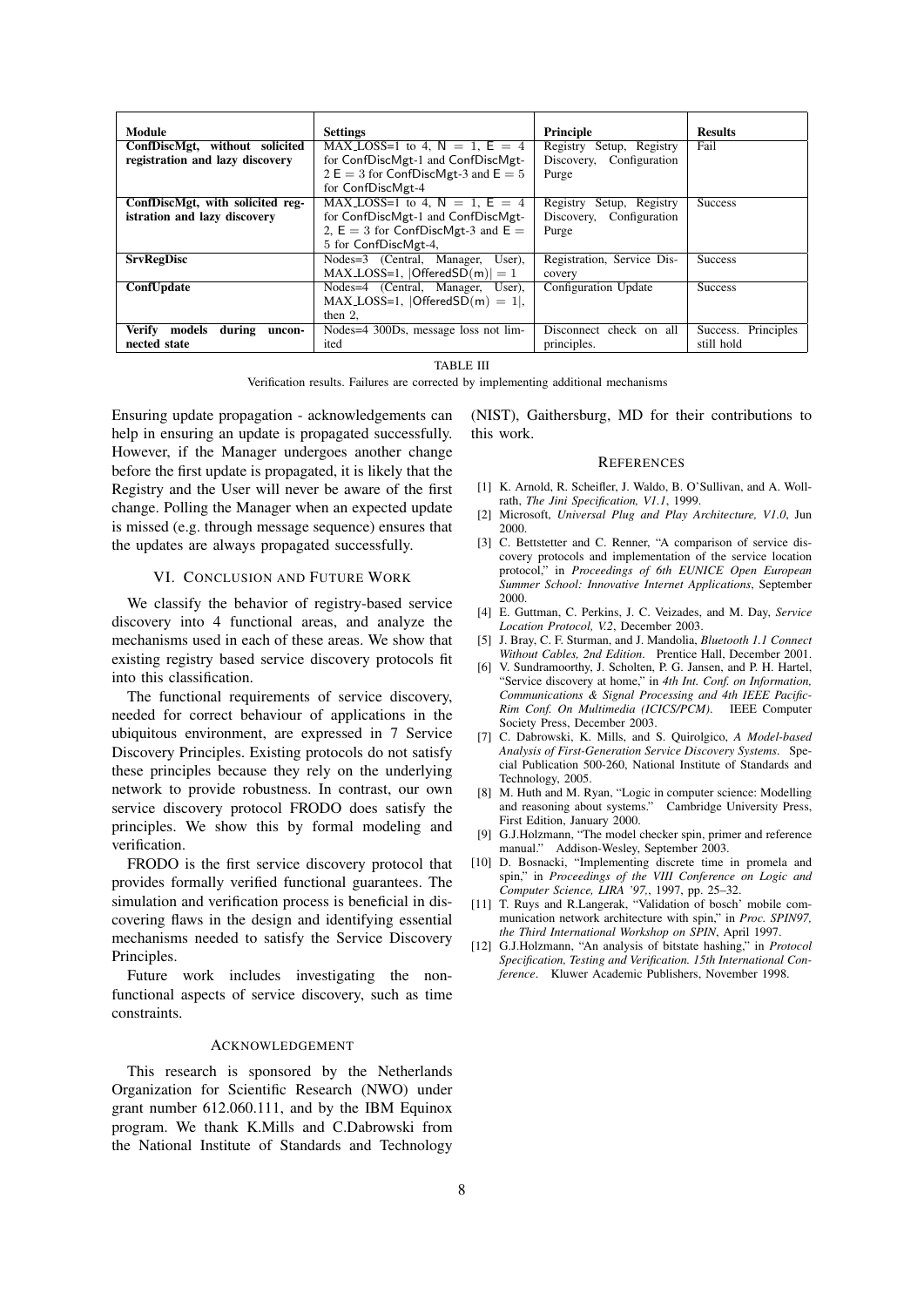| Module | Settings | Principle | Results |
|---|---|---|---|
| **ConfDiscMgt, without solicited registration and lazy discovery** | MAX_LOSS=1 to 4, N = 1, E = 4 for ConfDiscMgt-1 and ConfDiscMgt-2 E = 3 for ConfDiscMgt-3 and E = 5 for ConfDiscMgt-4 | Registry Setup, Registry Discovery, Configuration Purge | Fail |
| **ConfDiscMgt, with solicited registration and lazy discovery** | MAX_LOSS=1 to 4, N = 1, E = 4 for ConfDiscMgt-1 and ConfDiscMgt-2, E = 3 for ConfDiscMgt-3 and E = 5 for ConfDiscMgt-4, | Registry Setup, Registry Discovery, Configuration Purge | Success |
| **SrvRegDisc** | Nodes=3 (Central, Manager, User), MAX_LOSS=1, \|OfferedSD(m)\| = 1 | Registration, Service Discovery | Success |
| **ConfUpdate** | Nodes=4 (Central, Manager, User), MAX_LOSS=1, \|OfferedSD(m) = 1\|, then 2, | Configuration Update | Success |
| **Verify models during unconnected state** | Nodes=4 300Ds, message loss not limited | Disconnect check on all principles. | Success. Principles still hold |

TABLE III

Verification results. Failures are corrected by implementing additional mechanisms

Ensuring update propagation - acknowledgements can help in ensuring an update is propagated successfully. However, if the Manager undergoes another change before the first update is propagated, it is likely that the Registry and the User will never be aware of the first change. Polling the Manager when an expected update is missed (e.g. through message sequence) ensures that the updates are always propagated successfully.

## VI. Conclusion and Future Work

We classify the behavior of registry-based service discovery into 4 functional areas, and analyze the mechanisms used in each of these areas. We show that existing registry based service discovery protocols fit into this classification.

The functional requirements of service discovery, needed for correct behaviour of applications in the ubiquitous environment, are expressed in 7 Service Discovery Principles. Existing protocols do not satisfy these principles because they rely on the underlying network to provide robustness. In contrast, our own service discovery protocol FRODO does satisfy the principles. We show this by formal modeling and verification.

FRODO is the first service discovery protocol that provides formally verified functional guarantees. The simulation and verification process is beneficial in discovering flaws in the design and identifying essential mechanisms needed to satisfy the Service Discovery Principles.

Future work includes investigating the non-functional aspects of service discovery, such as time constraints.

## Acknowledgement

This research is sponsored by the Netherlands Organization for Scientific Research (NWO) under grant number 612.060.111, and by the IBM Equinox program. We thank K.Mills and C.Dabrowski from the National Institute of Standards and Technology (NIST), Gaithersburg, MD for their contributions to this work.

## References

[1] K. Arnold, R. Scheifler, J. Waldo, B. O'Sullivan, and A. Wollrath, *The Jini Specification, V1.1*, 1999.

[2] Microsoft, *Universal Plug and Play Architecture, V1.0*, Jun 2000.

[3] C. Bettstetter and C. Renner, "A comparison of service discovery protocols and implementation of the service location protocol," in *Proceedings of 6th EUNICE Open European Summer School: Innovative Internet Applications*, September 2000.

[4] E. Guttman, C. Perkins, J. C. Veizades, and M. Day, *Service Location Protocol, V.2*, December 2003.

[5] J. Bray, C. F. Sturman, and J. Mandolia, *Bluetooth 1.1 Connect Without Cables, 2nd Edition*. Prentice Hall, December 2001.

[6] V. Sundramoorthy, J. Scholten, P. G. Jansen, and P. H. Hartel, "Service discovery at home," in *4th Int. Conf. on Information, Communications & Signal Processing and 4th IEEE Pacific-Rim Conf. On Multimedia (ICICS/PCM)*. IEEE Computer Society Press, December 2003.

[7] C. Dabrowski, K. Mills, and S. Quirolgico, *A Model-based Analysis of First-Generation Service Discovery Systems*. Special Publication 500-260, National Institute of Standards and Technology, 2005.

[8] M. Huth and M. Ryan, "Logic in computer science: Modelling and reasoning about systems." Cambridge University Press, First Edition, January 2000.

[9] G.J.Holzmann, "The model checker spin, primer and reference manual." Addison-Wesley, September 2003.

[10] D. Bosnacki, "Implementing discrete time in promela and spin," in *Proceedings of the VIII Conference on Logic and Computer Science, LIRA '97,*, 1997, pp. 25–32.

[11] T. Ruys and R.Langerak, "Validation of bosch' mobile communication network architecture with spin," in *Proc. SPIN97, the Third International Workshop on SPIN*, April 1997.

[12] G.J.Holzmann, "An analysis of bitstate hashing," in *Protocol Specification, Testing and Verification. 15th International Conference*. Kluwer Academic Publishers, November 1998.